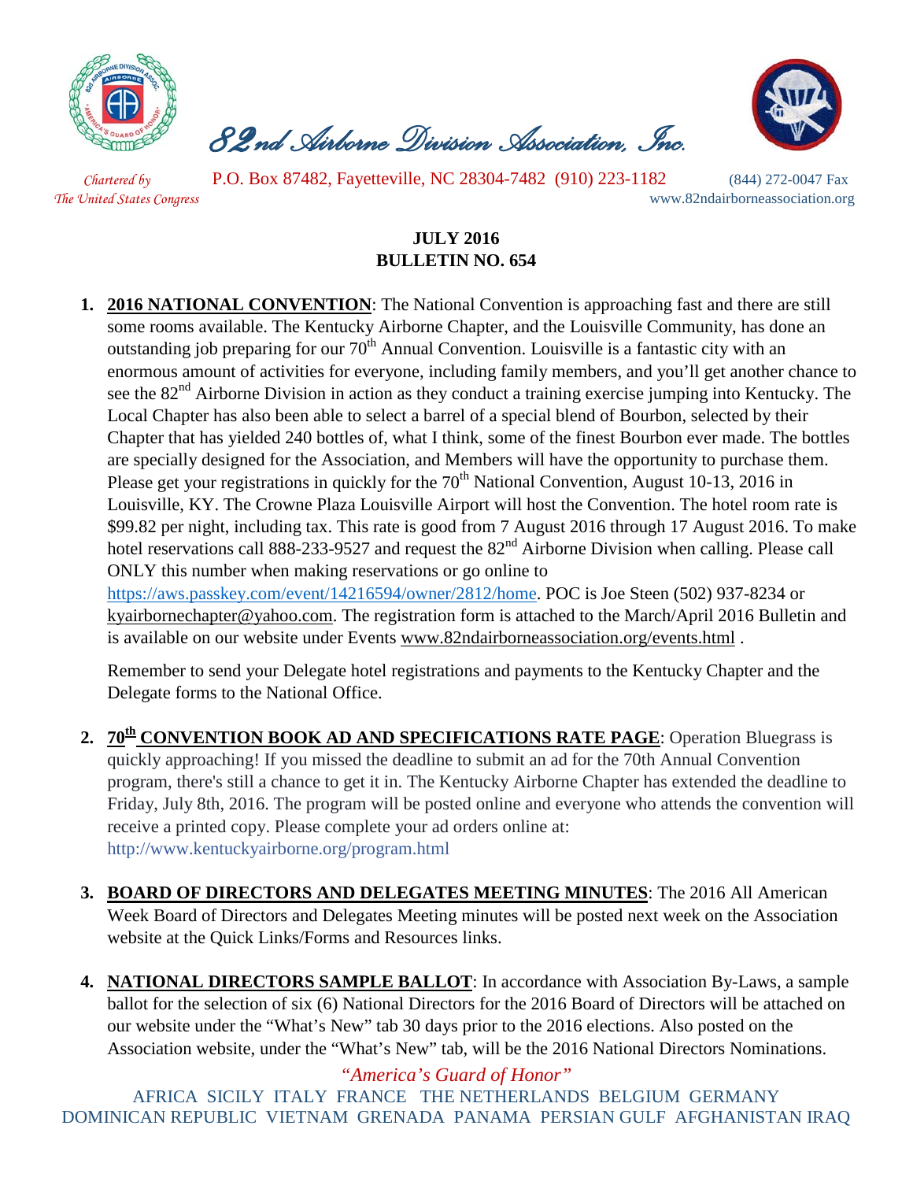# 82nd Airborne Division Association, Inc.

*Chartered by The United States Congress*

P.O. Box 87482, Fayetteville, NC 28304-7482 (910) 223-1182 (844) 272-0047 Fax

www.82ndairborneassociation.org

## JULY 2016
## BULLETIN NO. 654

1. **2016 NATIONAL CONVENTION**: The National Convention is approaching fast and there are still some rooms available. The Kentucky Airborne Chapter, and the Louisville Community, has done an outstanding job preparing for our 70th Annual Convention. Louisville is a fantastic city with an enormous amount of activities for everyone, including family members, and you'll get another chance to see the 82nd Airborne Division in action as they conduct a training exercise jumping into Kentucky. The Local Chapter has also been able to select a barrel of a special blend of Bourbon, selected by their Chapter that has yielded 240 bottles of, what I think, some of the finest Bourbon ever made. The bottles are specially designed for the Association, and Members will have the opportunity to purchase them. Please get your registrations in quickly for the 70th National Convention, August 10-13, 2016 in Louisville, KY. The Crowne Plaza Louisville Airport will host the Convention. The hotel room rate is $99.82 per night, including tax. This rate is good from 7 August 2016 through 17 August 2016. To make hotel reservations call 888-233-9527 and request the 82nd Airborne Division when calling. Please call ONLY this number when making reservations or go online to https://aws.passkey.com/event/14216594/owner/2812/home. POC is Joe Steen (502) 937-8234 or kyairbornechapter@yahoo.com. The registration form is attached to the March/April 2016 Bulletin and is available on our website under Events www.82ndairborneassociation.org/events.html .

   Remember to send your Delegate hotel registrations and payments to the Kentucky Chapter and the Delegate forms to the National Office.

2. **70th CONVENTION BOOK AD AND SPECIFICATIONS RATE PAGE**: Operation Bluegrass is quickly approaching! If you missed the deadline to submit an ad for the 70th Annual Convention program, there's still a chance to get it in. The Kentucky Airborne Chapter has extended the deadline to Friday, July 8th, 2016. The program will be posted online and everyone who attends the convention will receive a printed copy. Please complete your ad orders online at: http://www.kentuckyairborne.org/program.html

3. **BOARD OF DIRECTORS AND DELEGATES MEETING MINUTES**: The 2016 All American Week Board of Directors and Delegates Meeting minutes will be posted next week on the Association website at the Quick Links/Forms and Resources links.

4. **NATIONAL DIRECTORS SAMPLE BALLOT**: In accordance with Association By-Laws, a sample ballot for the selection of six (6) National Directors for the 2016 Board of Directors will be attached on our website under the "What's New" tab 30 days prior to the 2016 elections. Also posted on the Association website, under the "What's New" tab, will be the 2016 National Directors Nominations.

*"America's Guard of Honor"*

AFRICA SICILY ITALY FRANCE THE NETHERLANDS BELGIUM GERMANY DOMINICAN REPUBLIC VIETNAM GRENADA PANAMA PERSIAN GULF AFGHANISTAN IRAQ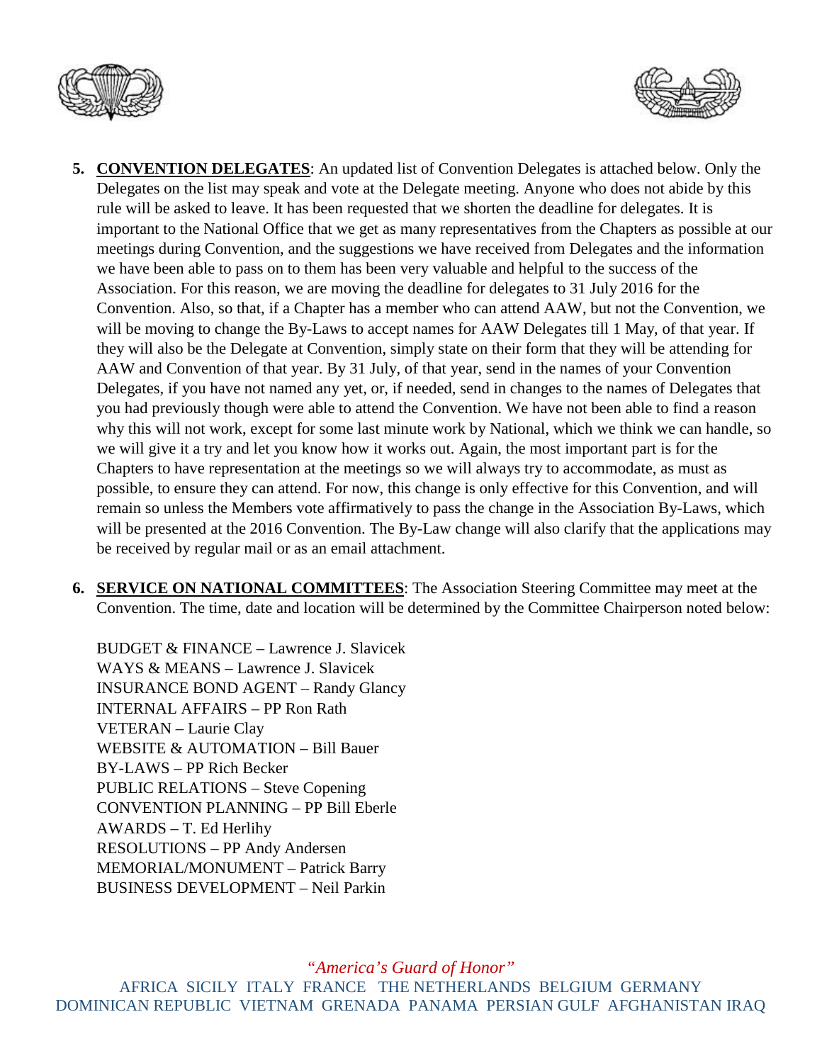5. **CONVENTION DELEGATES**: An updated list of Convention Delegates is attached below. Only the Delegates on the list may speak and vote at the Delegate meeting. Anyone who does not abide by this rule will be asked to leave. It has been requested that we shorten the deadline for delegates. It is important to the National Office that we get as many representatives from the Chapters as possible at our meetings during Convention, and the suggestions we have received from Delegates and the information we have been able to pass on to them has been very valuable and helpful to the success of the Association. For this reason, we are moving the deadline for delegates to 31 July 2016 for the Convention. Also, so that, if a Chapter has a member who can attend AAW, but not the Convention, we will be moving to change the By-Laws to accept names for AAW Delegates till 1 May, of that year. If they will also be the Delegate at Convention, simply state on their form that they will be attending for AAW and Convention of that year. By 31 July, of that year, send in the names of your Convention Delegates, if you have not named any yet, or, if needed, send in changes to the names of Delegates that you had previously though were able to attend the Convention. We have not been able to find a reason why this will not work, except for some last minute work by National, which we think we can handle, so we will give it a try and let you know how it works out. Again, the most important part is for the Chapters to have representation at the meetings so we will always try to accommodate, as must as possible, to ensure they can attend. For now, this change is only effective for this Convention, and will remain so unless the Members vote affirmatively to pass the change in the Association By-Laws, which will be presented at the 2016 Convention. The By-Law change will also clarify that the applications may be received by regular mail or as an email attachment.

6. **SERVICE ON NATIONAL COMMITTEES**: The Association Steering Committee may meet at the Convention. The time, date and location will be determined by the Committee Chairperson noted below:

   BUDGET & FINANCE – Lawrence J. Slavicek
   WAYS & MEANS – Lawrence J. Slavicek
   INSURANCE BOND AGENT – Randy Glancy
   INTERNAL AFFAIRS – PP Ron Rath
   VETERAN – Laurie Clay
   WEBSITE & AUTOMATION – Bill Bauer
   BY-LAWS – PP Rich Becker
   PUBLIC RELATIONS – Steve Copening
   CONVENTION PLANNING – PP Bill Eberle
   AWARDS – T. Ed Herlihy
   RESOLUTIONS – PP Andy Andersen
   MEMORIAL/MONUMENT – Patrick Barry
   BUSINESS DEVELOPMENT – Neil Parkin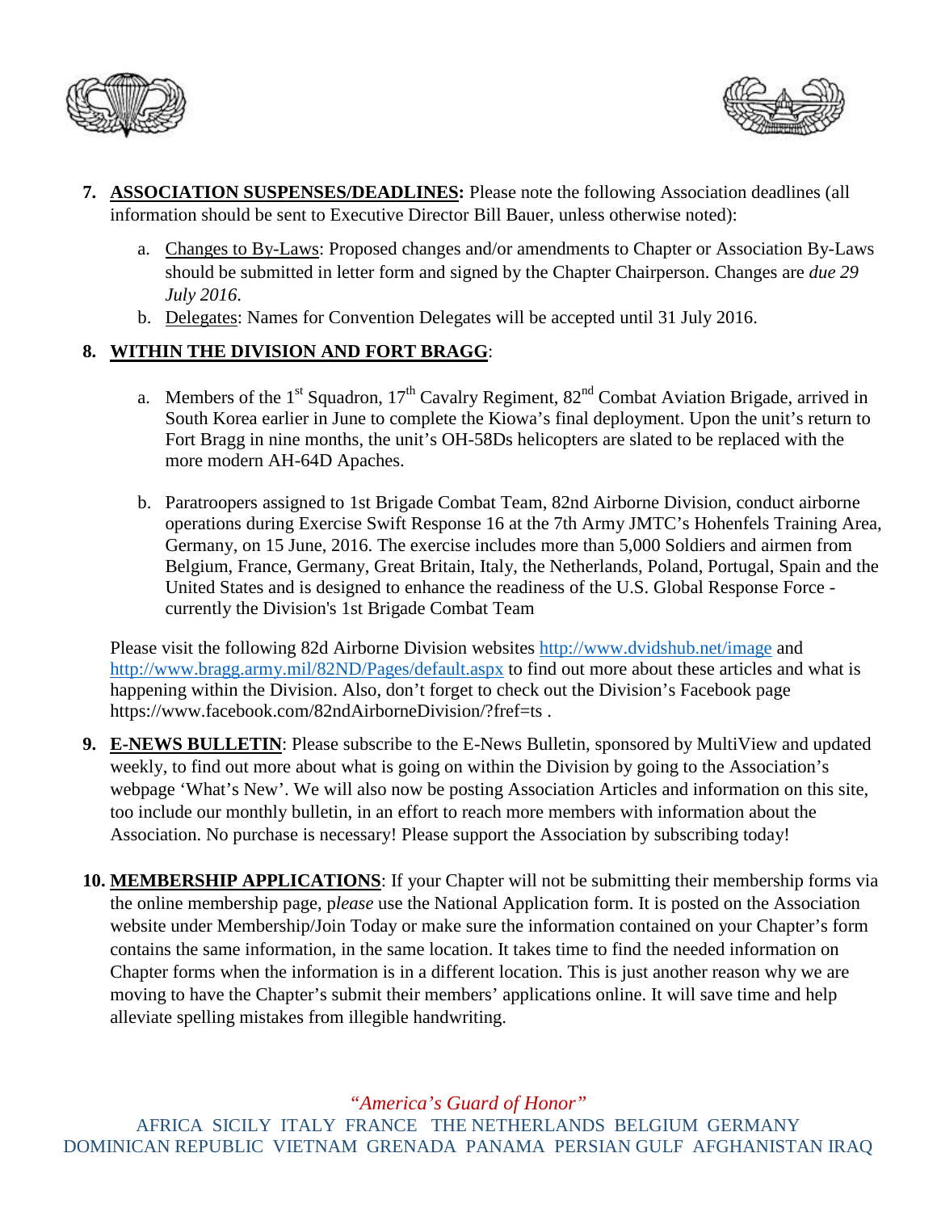7. **ASSOCIATION SUSPENSES/DEADLINES:** Please note the following Association deadlines (all information should be sent to Executive Director Bill Bauer, unless otherwise noted):

   a. Changes to By-Laws: Proposed changes and/or amendments to Chapter or Association By-Laws should be submitted in letter form and signed by the Chapter Chairperson. Changes are *due 29 July 2016*.

   b. Delegates: Names for Convention Delegates will be accepted until 31 July 2016.

8. **WITHIN THE DIVISION AND FORT BRAGG**:

   a. Members of the 1st Squadron, 17th Cavalry Regiment, 82nd Combat Aviation Brigade, arrived in South Korea earlier in June to complete the Kiowa's final deployment. Upon the unit's return to Fort Bragg in nine months, the unit's OH-58Ds helicopters are slated to be replaced with the more modern AH-64D Apaches.

   b. Paratroopers assigned to 1st Brigade Combat Team, 82nd Airborne Division, conduct airborne operations during Exercise Swift Response 16 at the 7th Army JMTC's Hohenfels Training Area, Germany, on 15 June, 2016. The exercise includes more than 5,000 Soldiers and airmen from Belgium, France, Germany, Great Britain, Italy, the Netherlands, Poland, Portugal, Spain and the United States and is designed to enhance the readiness of the U.S. Global Response Force - currently the Division's 1st Brigade Combat Team

   Please visit the following 82d Airborne Division websites http://www.dvidshub.net/image and http://www.bragg.army.mil/82ND/Pages/default.aspx to find out more about these articles and what is happening within the Division. Also, don't forget to check out the Division's Facebook page https://www.facebook.com/82ndAirborneDivision/?fref=ts .

9. **E-NEWS BULLETIN**: Please subscribe to the E-News Bulletin, sponsored by MultiView and updated weekly, to find out more about what is going on within the Division by going to the Association's webpage 'What's New'. We will also now be posting Association Articles and information on this site, too include our monthly bulletin, in an effort to reach more members with information about the Association. No purchase is necessary! Please support the Association by subscribing today!

10. **MEMBERSHIP APPLICATIONS**: If your Chapter will not be submitting their membership forms via the online membership page, p*lease* use the National Application form. It is posted on the Association website under Membership/Join Today or make sure the information contained on your Chapter's form contains the same information, in the same location. It takes time to find the needed information on Chapter forms when the information is in a different location. This is just another reason why we are moving to have the Chapter's submit their members' applications online. It will save time and help alleviate spelling mistakes from illegible handwriting.

*"America's Guard of Honor"*

AFRICA SICILY ITALY FRANCE THE NETHERLANDS BELGIUM GERMANY DOMINICAN REPUBLIC VIETNAM GRENADA PANAMA PERSIAN GULF AFGHANISTAN IRAQ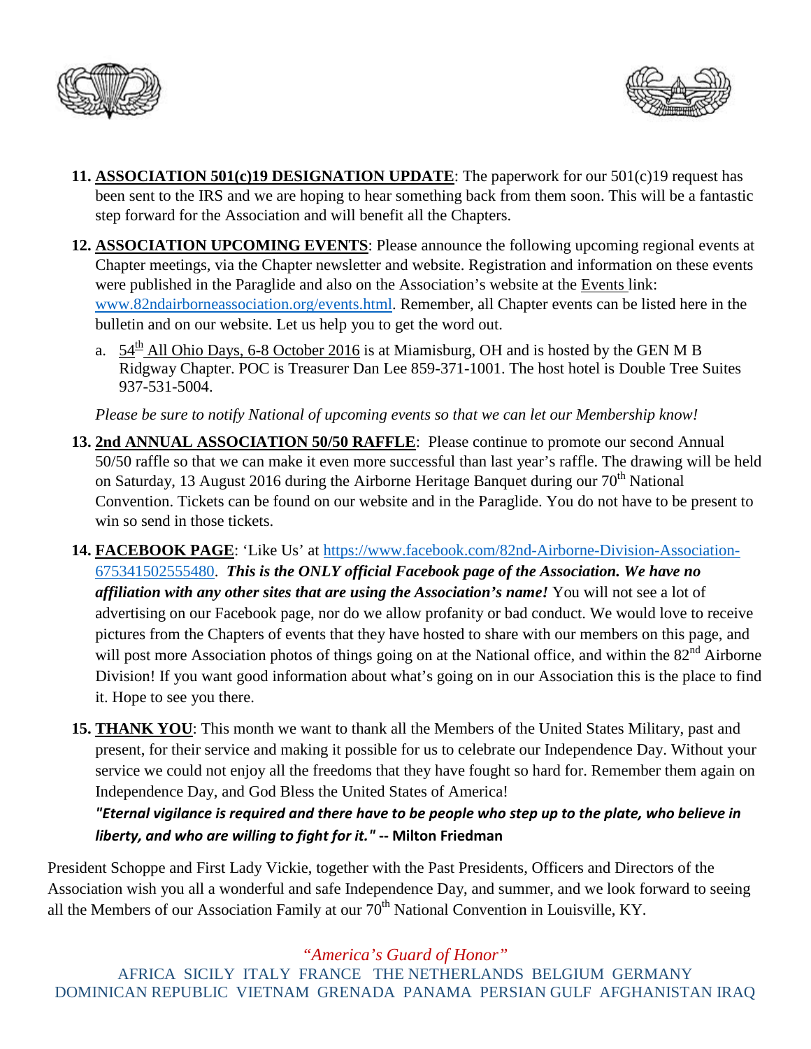11. **ASSOCIATION 501(c)19 DESIGNATION UPDATE**: The paperwork for our 501(c)19 request has been sent to the IRS and we are hoping to hear something back from them soon. This will be a fantastic step forward for the Association and will benefit all the Chapters.

12. **ASSOCIATION UPCOMING EVENTS**: Please announce the following upcoming regional events at Chapter meetings, via the Chapter newsletter and website. Registration and information on these events were published in the Paraglide and also on the Association's website at the Events link: www.82ndairborneassociation.org/events.html. Remember, all Chapter events can be listed here in the bulletin and on our website. Let us help you to get the word out.

    a. 54th All Ohio Days, 6-8 October 2016 is at Miamisburg, OH and is hosted by the GEN M B Ridgway Chapter. POC is Treasurer Dan Lee 859-371-1001. The host hotel is Double Tree Suites 937-531-5004.

    *Please be sure to notify National of upcoming events so that we can let our Membership know!*

13. **2nd ANNUAL ASSOCIATION 50/50 RAFFLE**: Please continue to promote our second Annual 50/50 raffle so that we can make it even more successful than last year's raffle. The drawing will be held on Saturday, 13 August 2016 during the Airborne Heritage Banquet during our 70th National Convention. Tickets can be found on our website and in the Paraglide. You do not have to be present to win so send in those tickets.

14. **FACEBOOK PAGE**: 'Like Us' at https://www.facebook.com/82nd-Airborne-Division-Association-675341502555480. ***This is the ONLY official Facebook page of the Association. We have no affiliation with any other sites that are using the Association's name!*** You will not see a lot of advertising on our Facebook page, nor do we allow profanity or bad conduct. We would love to receive pictures from the Chapters of events that they have hosted to share with our members on this page, and will post more Association photos of things going on at the National office, and within the 82nd Airborne Division! If you want good information about what's going on in our Association this is the place to find it. Hope to see you there.

15. **THANK YOU**: This month we want to thank all the Members of the United States Military, past and present, for their service and making it possible for us to celebrate our Independence Day. Without your service we could not enjoy all the freedoms that they have fought so hard for. Remember them again on Independence Day, and God Bless the United States of America!
    ***"Eternal vigilance is required and there have to be people who step up to the plate, who believe in liberty, and who are willing to fight for it."*** **-- Milton Friedman**

President Schoppe and First Lady Vickie, together with the Past Presidents, Officers and Directors of the Association wish you all a wonderful and safe Independence Day, and summer, and we look forward to seeing all the Members of our Association Family at our 70th National Convention in Louisville, KY.

*"America's Guard of Honor"*

AFRICA SICILY ITALY FRANCE THE NETHERLANDS BELGIUM GERMANY DOMINICAN REPUBLIC VIETNAM GRENADA PANAMA PERSIAN GULF AFGHANISTAN IRAQ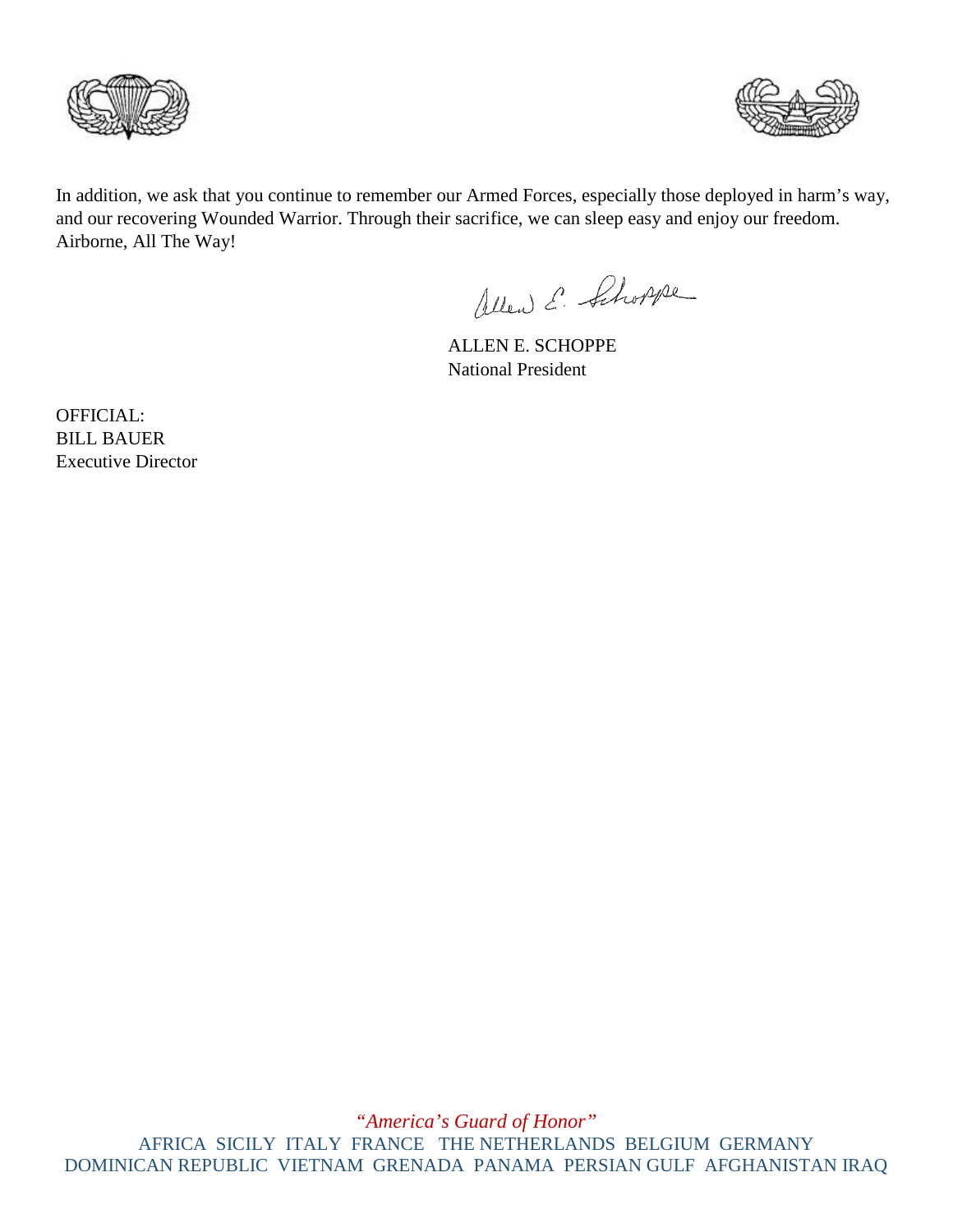In addition, we ask that you continue to remember our Armed Forces, especially those deployed in harm's way, and our recovering Wounded Warrior. Through their sacrifice, we can sleep easy and enjoy our freedom. Airborne, All The Way!

ALLEN E. SCHOPPE
National President

OFFICIAL:
BILL BAUER
Executive Director

*"America's Guard of Honor"*

AFRICA SICILY ITALY FRANCE THE NETHERLANDS BELGIUM GERMANY DOMINICAN REPUBLIC VIETNAM GRENADA PANAMA PERSIAN GULF AFGHANISTAN IRAQ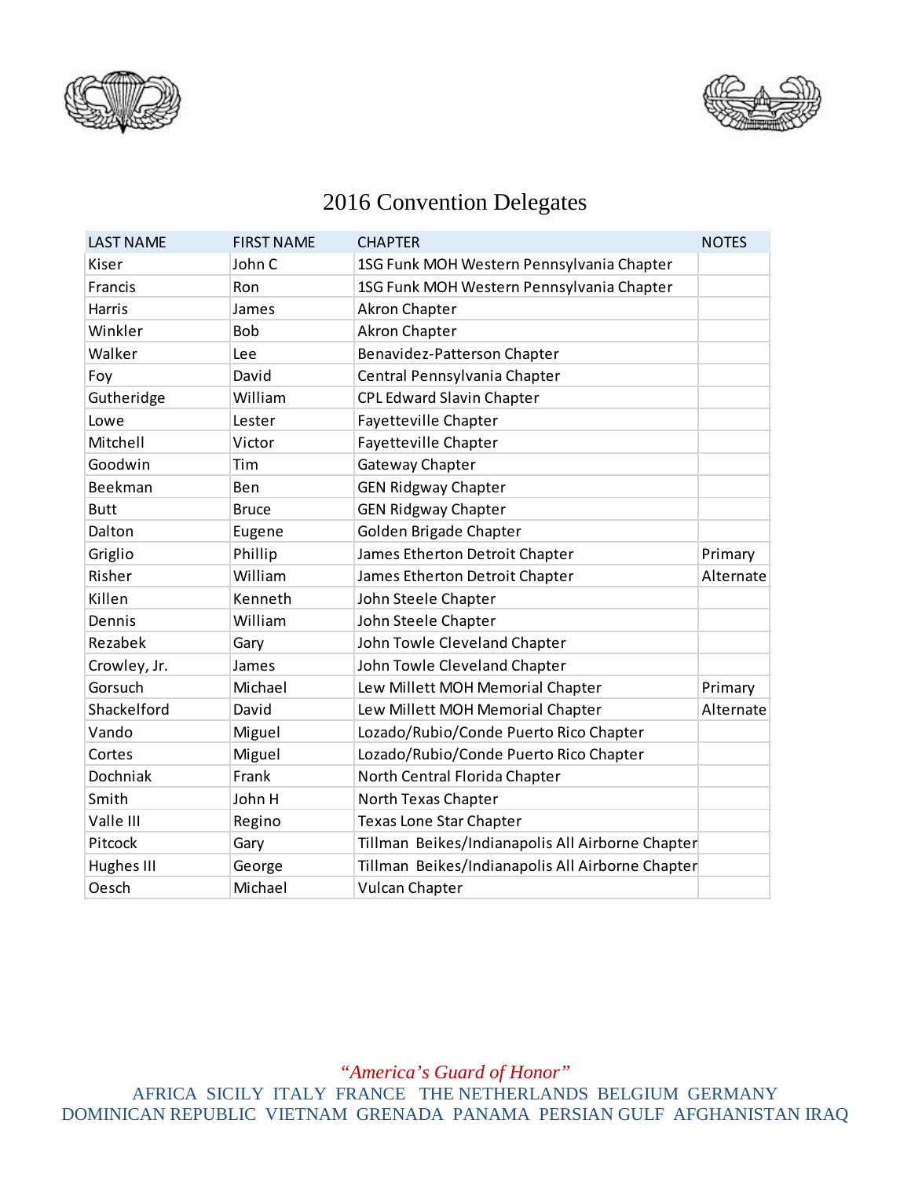# 2016 Convention Delegates

| LAST NAME | FIRST NAME | CHAPTER | NOTES |
|---|---|---|---|
| Kiser | John C | 1SG Funk MOH Western Pennsylvania Chapter | |
| Francis | Ron | 1SG Funk MOH Western Pennsylvania Chapter | |
| Harris | James | Akron Chapter | |
| Winkler | Bob | Akron Chapter | |
| Walker | Lee | Benavidez-Patterson Chapter | |
| Foy | David | Central Pennsylvania Chapter | |
| Gutheridge | William | CPL Edward Slavin Chapter | |
| Lowe | Lester | Fayetteville Chapter | |
| Mitchell | Victor | Fayetteville Chapter | |
| Goodwin | Tim | Gateway Chapter | |
| Beekman | Ben | GEN Ridgway Chapter | |
| Butt | Bruce | GEN Ridgway Chapter | |
| Dalton | Eugene | Golden Brigade Chapter | |
| Griglio | Phillip | James Etherton Detroit Chapter | Primary |
| Risher | William | James Etherton Detroit Chapter | Alternate |
| Killen | Kenneth | John Steele Chapter | |
| Dennis | William | John Steele Chapter | |
| Rezabek | Gary | John Towle Cleveland Chapter | |
| Crowley, Jr. | James | John Towle Cleveland Chapter | |
| Gorsuch | Michael | Lew Millett MOH Memorial Chapter | Primary |
| Shackelford | David | Lew Millett MOH Memorial Chapter | Alternate |
| Vando | Miguel | Lozado/Rubio/Conde Puerto Rico Chapter | |
| Cortes | Miguel | Lozado/Rubio/Conde Puerto Rico Chapter | |
| Dochniak | Frank | North Central Florida Chapter | |
| Smith | John H | North Texas Chapter | |
| Valle III | Regino | Texas Lone Star Chapter | |
| Pitcock | Gary | Tillman Beikes/Indianapolis All Airborne Chapter | |
| Hughes III | George | Tillman Beikes/Indianapolis All Airborne Chapter | |
| Oesch | Michael | Vulcan Chapter | |

*"America's Guard of Honor"*

AFRICA SICILY ITALY FRANCE THE NETHERLANDS BELGIUM GERMANY
DOMINICAN REPUBLIC VIETNAM GRENADA PANAMA PERSIAN GULF AFGHANISTAN IRAQ